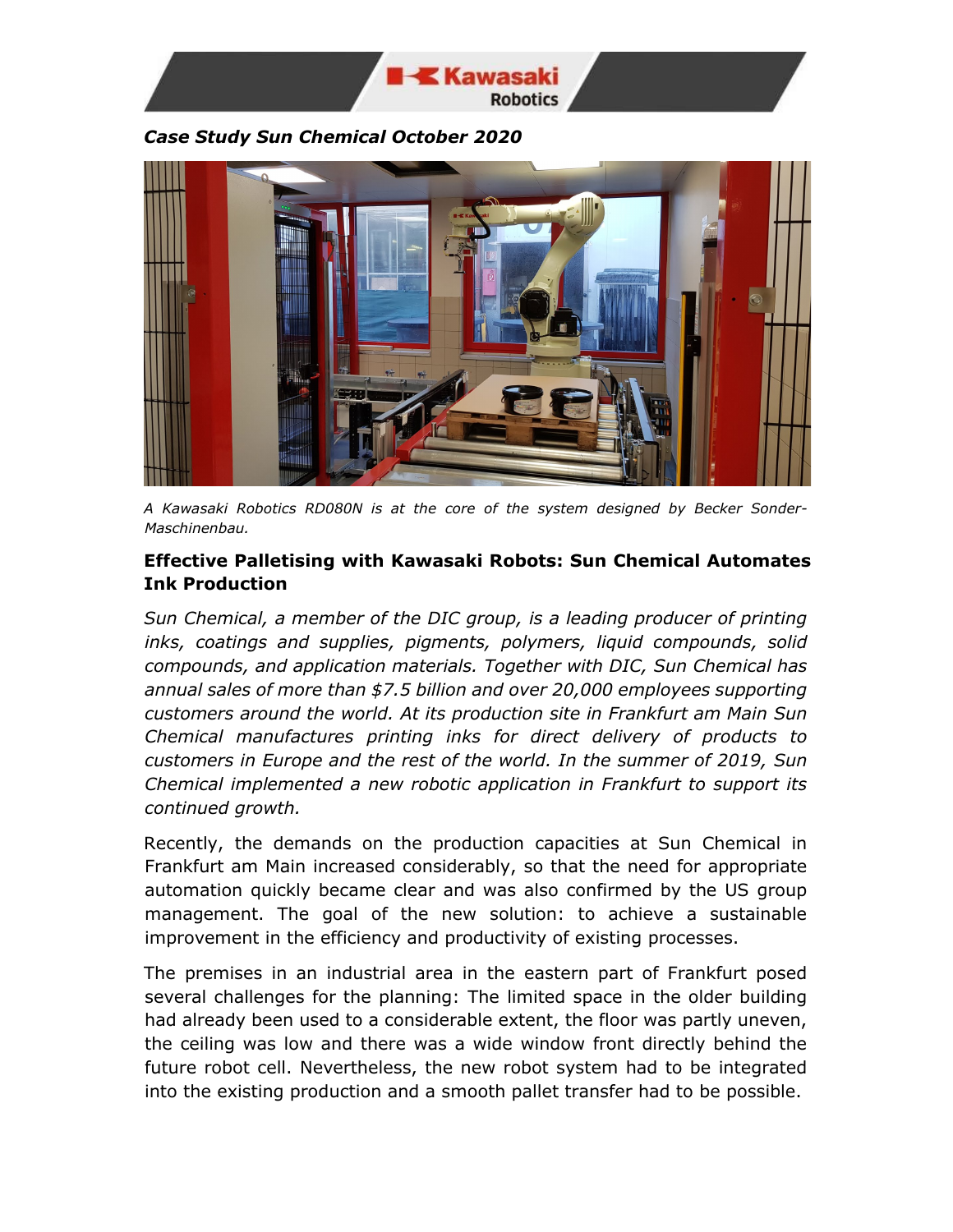*Case Study Sun Chemical October 2020*

*A Kawasaki Robotics RD080N is at the core of the system designed by Becker Sonder-Maschinenbau.*

**Effective Palletising with Kawasaki Robots: Sun Chemical Automates Ink Production**

*Sun Chemical, a member of the DIC group, is a leading producer of printing inks, coatings and supplies, pigments, polymers, liquid compounds, solid compounds, and application materials. Together with DIC, Sun Chemical has annual sales of more than $7.5 billion and over 20,000 employees supporting customers around the world. At its production site in Frankfurt am Main Sun Chemical manufactures printing inks for direct delivery of products to customers in Europe and the rest of the world. In the summer of 2019, Sun Chemical implemented a new robotic application in Frankfurt to support its continued growth.*

Recently, the demands on the production capacities at Sun Chemical in Frankfurt am Main increased considerably, so that the need for appropriate automation quickly became clear and was also confirmed by the US group management. The goal of the new solution: to achieve a sustainable improvement in the efficiency and productivity of existing processes.

The premises in an industrial area in the eastern part of Frankfurt posed several challenges for the planning: The limited space in the older building had already been used to a considerable extent, the floor was partly uneven, the ceiling was low and there was a wide window front directly behind the future robot cell. Nevertheless, the new robot system had to be integrated into the existing production and a smooth pallet transfer had to be possible.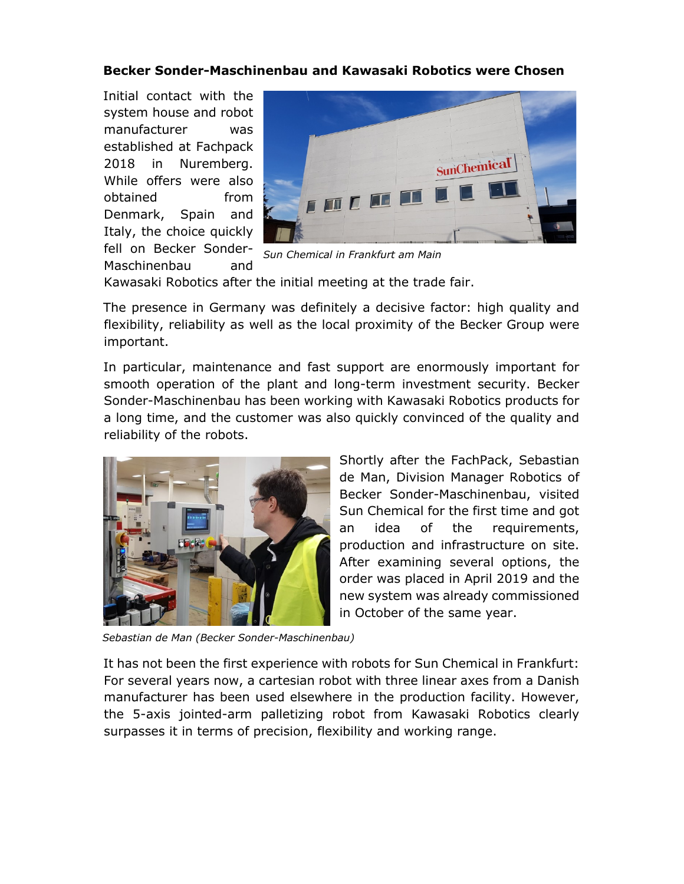**Becker Sonder-Maschinenbau and Kawasaki Robotics were Chosen**

Initial contact with the system house and robot manufacturer was established at Fachpack 2018 in Nuremberg. While offers were also obtained from Denmark, Spain and Italy, the choice quickly fell on Becker Sonder-Maschinenbau and Kawasaki Robotics after the initial meeting at the trade fair.

*Sun Chemical in Frankfurt am Main*

The presence in Germany was definitely a decisive factor: high quality and flexibility, reliability as well as the local proximity of the Becker Group were important.

In particular, maintenance and fast support are enormously important for smooth operation of the plant and long-term investment security. Becker Sonder-Maschinenbau has been working with Kawasaki Robotics products for a long time, and the customer was also quickly convinced of the quality and reliability of the robots.

Shortly after the FachPack, Sebastian de Man, Division Manager Robotics of Becker Sonder-Maschinenbau, visited Sun Chemical for the first time and got an idea of the requirements, production and infrastructure on site. After examining several options, the order was placed in April 2019 and the new system was already commissioned in October of the same year.

*Sebastian de Man (Becker Sonder-Maschinenbau)*

It has not been the first experience with robots for Sun Chemical in Frankfurt: For several years now, a cartesian robot with three linear axes from a Danish manufacturer has been used elsewhere in the production facility. However, the 5-axis jointed-arm palletizing robot from Kawasaki Robotics clearly surpasses it in terms of precision, flexibility and working range.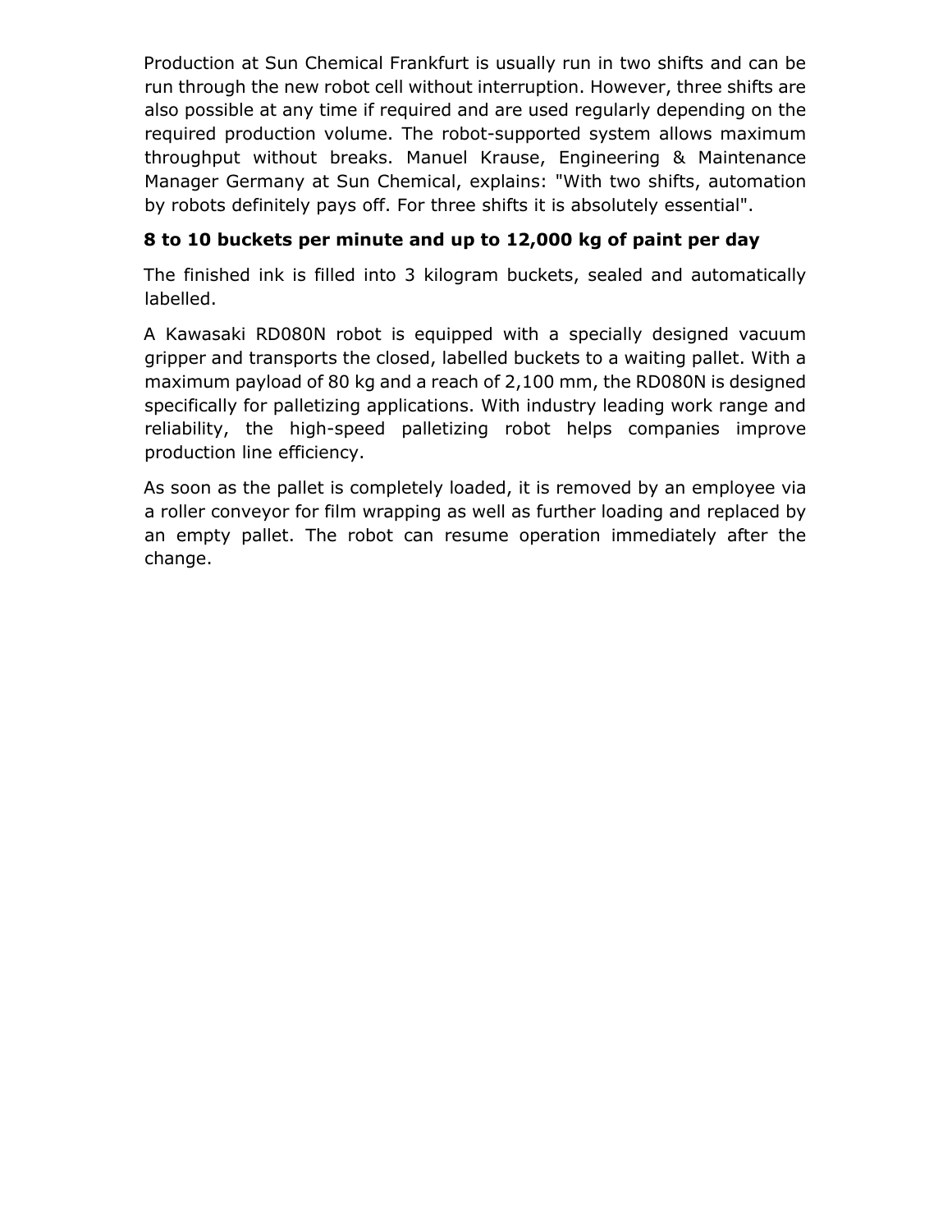Production at Sun Chemical Frankfurt is usually run in two shifts and can be run through the new robot cell without interruption. However, three shifts are also possible at any time if required and are used regularly depending on the required production volume. The robot-supported system allows maximum throughput without breaks. Manuel Krause, Engineering & Maintenance Manager Germany at Sun Chemical, explains: "With two shifts, automation by robots definitely pays off. For three shifts it is absolutely essential".

## 8 to 10 buckets per minute and up to 12,000 kg of paint per day

The finished ink is filled into 3 kilogram buckets, sealed and automatically labelled.

A Kawasaki RD080N robot is equipped with a specially designed vacuum gripper and transports the closed, labelled buckets to a waiting pallet. With a maximum payload of 80 kg and a reach of 2,100 mm, the RD080N is designed specifically for palletizing applications. With industry leading work range and reliability, the high-speed palletizing robot helps companies improve production line efficiency.

As soon as the pallet is completely loaded, it is removed by an employee via a roller conveyor for film wrapping as well as further loading and replaced by an empty pallet. The robot can resume operation immediately after the change.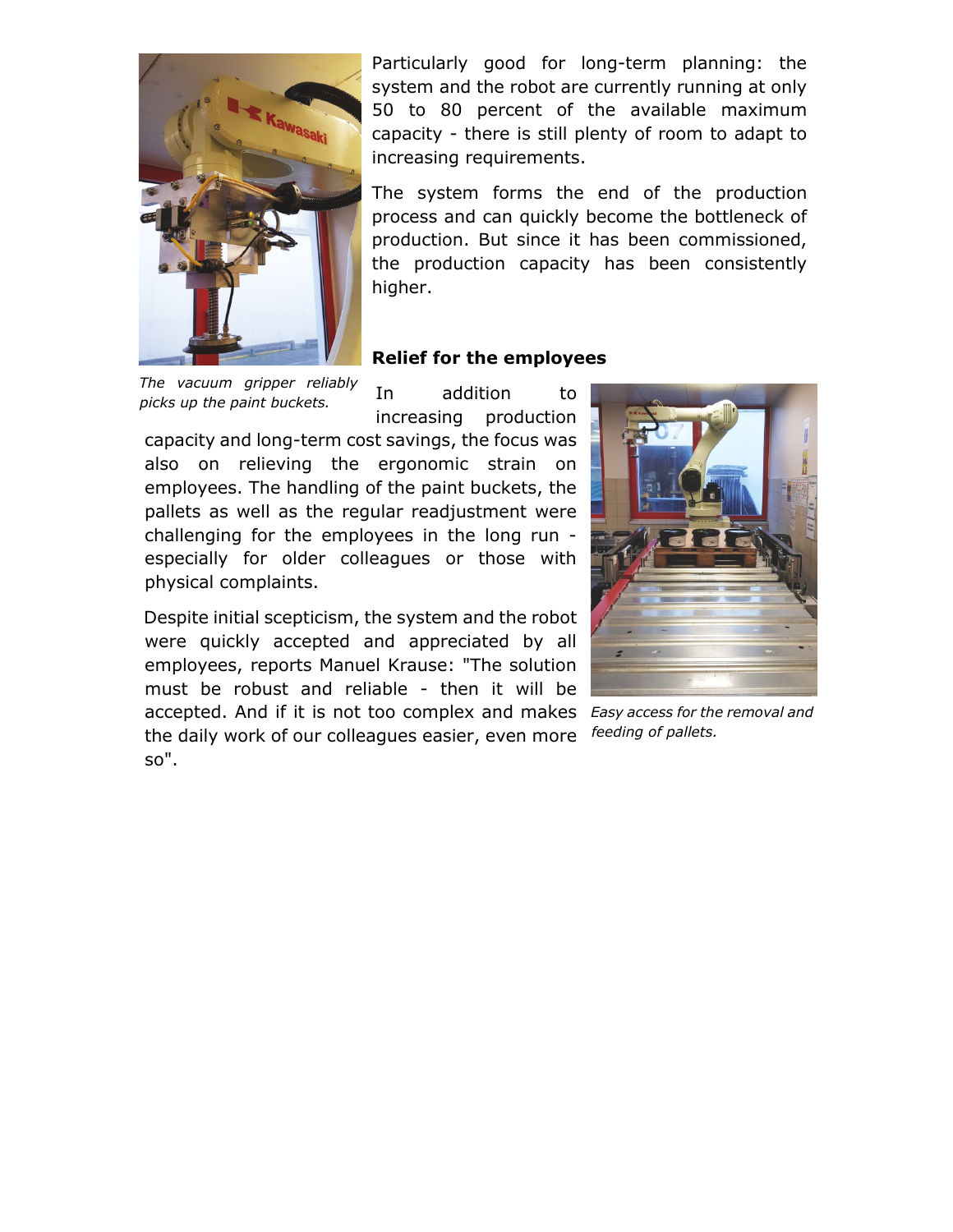Particularly good for long-term planning: the system and the robot are currently running at only 50 to 80 percent of the available maximum capacity - there is still plenty of room to adapt to increasing requirements.

The system forms the end of the production process and can quickly become the bottleneck of production. But since it has been commissioned, the production capacity has been consistently higher.

*The vacuum gripper reliably picks up the paint buckets.*

**Relief for the employees**

In addition to increasing production capacity and long-term cost savings, the focus was also on relieving the ergonomic strain on employees. The handling of the paint buckets, the pallets as well as the regular readjustment were challenging for the employees in the long run - especially for older colleagues or those with physical complaints.

Despite initial scepticism, the system and the robot were quickly accepted and appreciated by all employees, reports Manuel Krause: "The solution must be robust and reliable - then it will be accepted. And if it is not too complex and makes the daily work of our colleagues easier, even more so".

*Easy access for the removal and feeding of pallets.*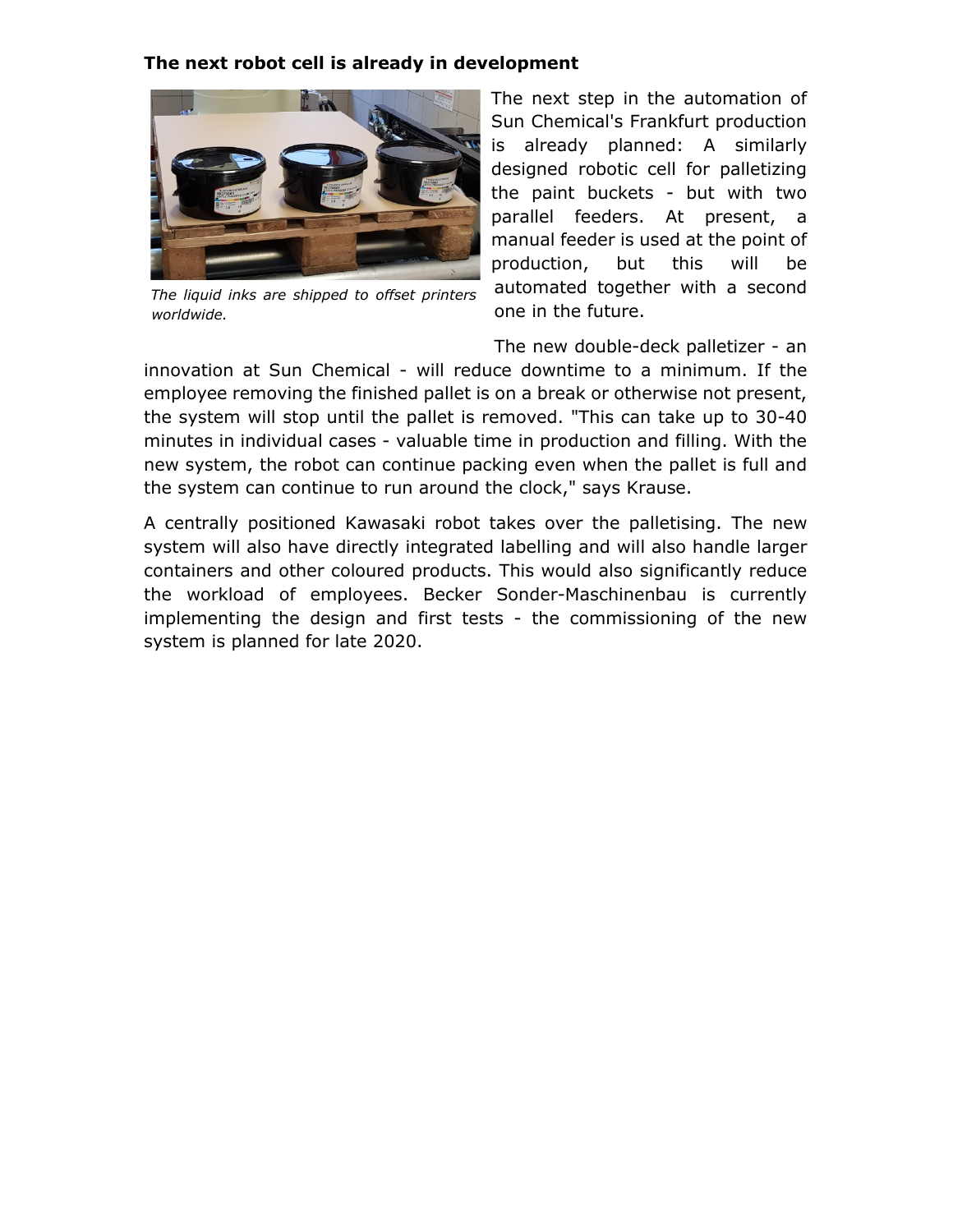**The next robot cell is already in development**

*The liquid inks are shipped to offset printers worldwide.*

The next step in the automation of Sun Chemical's Frankfurt production is already planned: A similarly designed robotic cell for palletizing the paint buckets - but with two parallel feeders. At present, a manual feeder is used at the point of production, but this will be automated together with a second one in the future.

The new double-deck palletizer - an innovation at Sun Chemical - will reduce downtime to a minimum. If the employee removing the finished pallet is on a break or otherwise not present, the system will stop until the pallet is removed. "This can take up to 30-40 minutes in individual cases - valuable time in production and filling. With the new system, the robot can continue packing even when the pallet is full and the system can continue to run around the clock," says Krause.

A centrally positioned Kawasaki robot takes over the palletising. The new system will also have directly integrated labelling and will also handle larger containers and other coloured products. This would also significantly reduce the workload of employees. Becker Sonder-Maschinenbau is currently implementing the design and first tests - the commissioning of the new system is planned for late 2020.